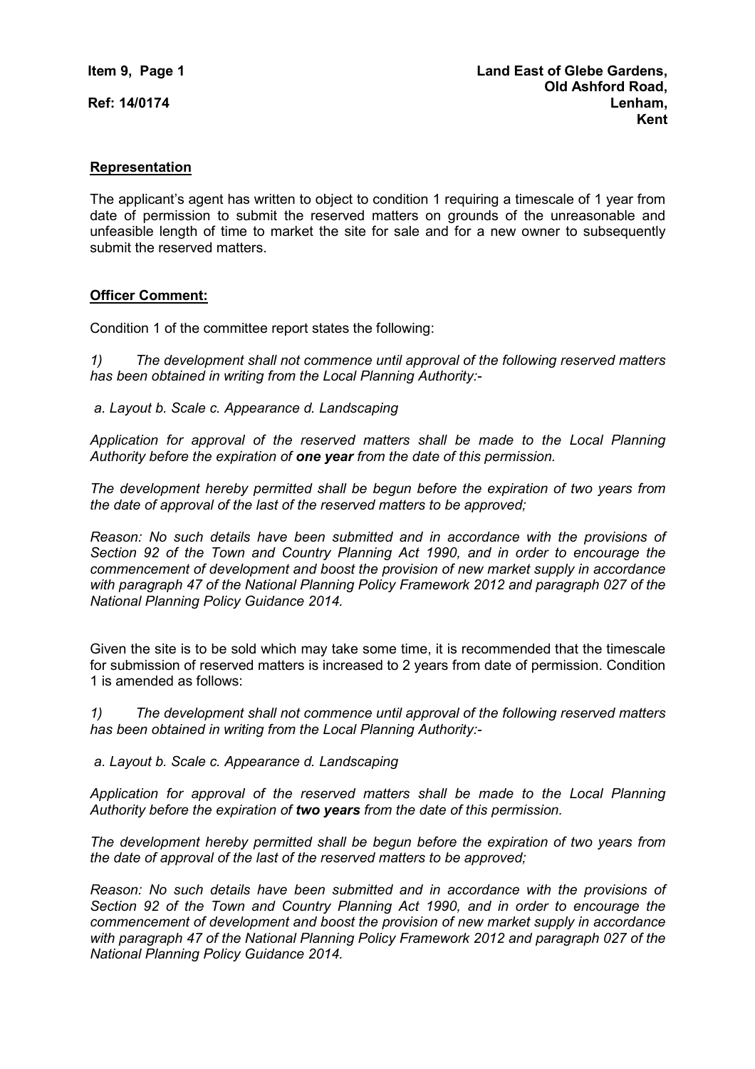**Item 9, Page 1**

**Ref: 14/0174**

**Land East of Glebe Gardens,**
**Old Ashford Road,**
**Lenham,**
**Kent**

**Representation**

The applicant's agent has written to object to condition 1 requiring a timescale of 1 year from date of permission to submit the reserved matters on grounds of the unreasonable and unfeasible length of time to market the site for sale and for a new owner to subsequently submit the reserved matters.

**Officer Comment:**

Condition 1 of the committee report states the following:

*1) The development shall not commence until approval of the following reserved matters has been obtained in writing from the Local Planning Authority:-*

*a. Layout b. Scale c. Appearance d. Landscaping*

*Application for approval of the reserved matters shall be made to the Local Planning Authority before the expiration of **one year** from the date of this permission.*

*The development hereby permitted shall be begun before the expiration of two years from the date of approval of the last of the reserved matters to be approved;*

*Reason: No such details have been submitted and in accordance with the provisions of Section 92 of the Town and Country Planning Act 1990, and in order to encourage the commencement of development and boost the provision of new market supply in accordance with paragraph 47 of the National Planning Policy Framework 2012 and paragraph 027 of the National Planning Policy Guidance 2014.*

Given the site is to be sold which may take some time, it is recommended that the timescale for submission of reserved matters is increased to 2 years from date of permission. Condition 1 is amended as follows:

*1) The development shall not commence until approval of the following reserved matters has been obtained in writing from the Local Planning Authority:-*

*a. Layout b. Scale c. Appearance d. Landscaping*

*Application for approval of the reserved matters shall be made to the Local Planning Authority before the expiration of **two years** from the date of this permission.*

*The development hereby permitted shall be begun before the expiration of two years from the date of approval of the last of the reserved matters to be approved;*

*Reason: No such details have been submitted and in accordance with the provisions of Section 92 of the Town and Country Planning Act 1990, and in order to encourage the commencement of development and boost the provision of new market supply in accordance with paragraph 47 of the National Planning Policy Framework 2012 and paragraph 027 of the National Planning Policy Guidance 2014.*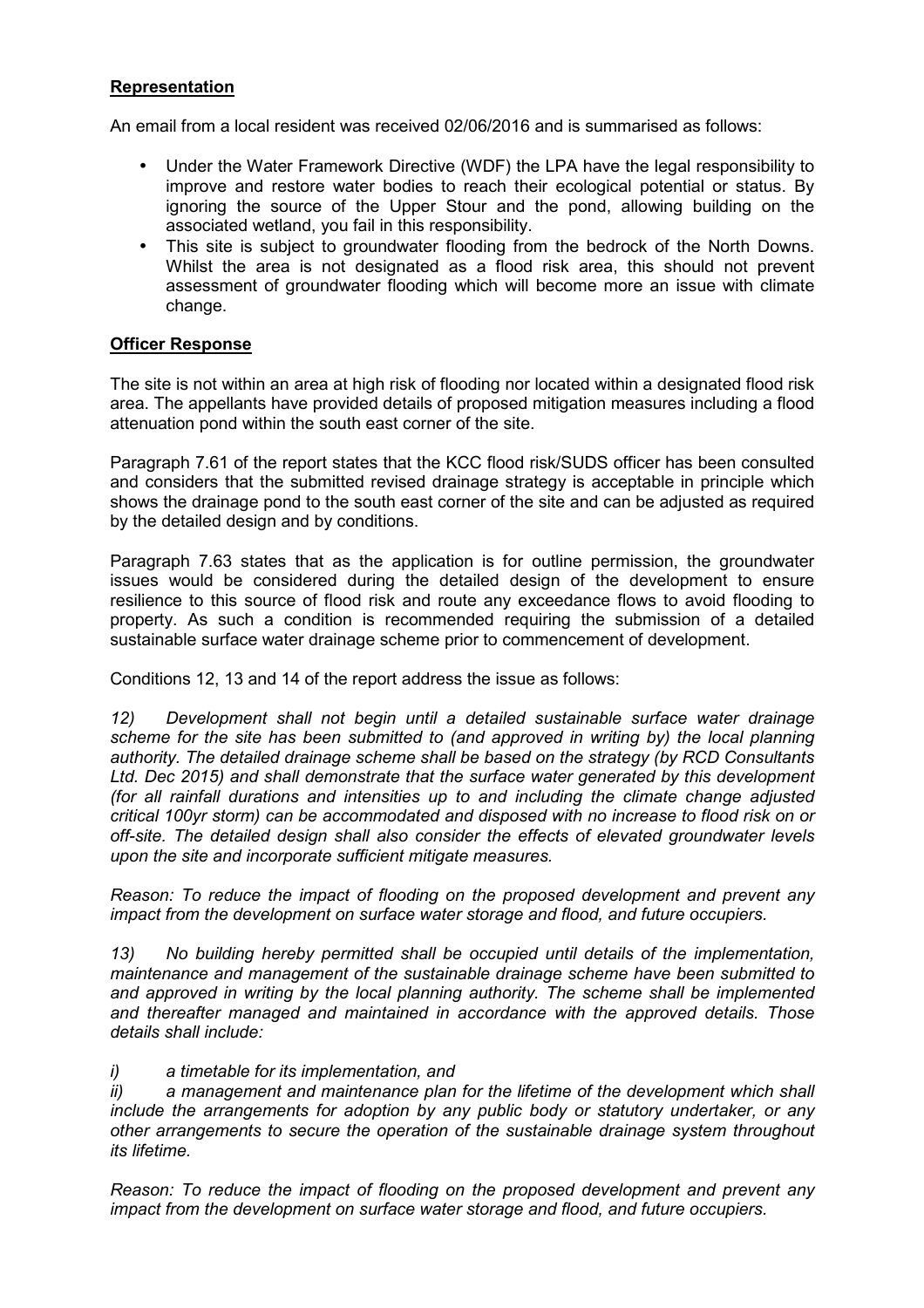**Representation**

An email from a local resident was received 02/06/2016 and is summarised as follows:

- Under the Water Framework Directive (WDF) the LPA have the legal responsibility to improve and restore water bodies to reach their ecological potential or status. By ignoring the source of the Upper Stour and the pond, allowing building on the associated wetland, you fail in this responsibility.
- This site is subject to groundwater flooding from the bedrock of the North Downs. Whilst the area is not designated as a flood risk area, this should not prevent assessment of groundwater flooding which will become more an issue with climate change.

**Officer Response**

The site is not within an area at high risk of flooding nor located within a designated flood risk area. The appellants have provided details of proposed mitigation measures including a flood attenuation pond within the south east corner of the site.

Paragraph 7.61 of the report states that the KCC flood risk/SUDS officer has been consulted and considers that the submitted revised drainage strategy is acceptable in principle which shows the drainage pond to the south east corner of the site and can be adjusted as required by the detailed design and by conditions.

Paragraph 7.63 states that as the application is for outline permission, the groundwater issues would be considered during the detailed design of the development to ensure resilience to this source of flood risk and route any exceedance flows to avoid flooding to property. As such a condition is recommended requiring the submission of a detailed sustainable surface water drainage scheme prior to commencement of development.

Conditions 12, 13 and 14 of the report address the issue as follows:

*12) Development shall not begin until a detailed sustainable surface water drainage scheme for the site has been submitted to (and approved in writing by) the local planning authority. The detailed drainage scheme shall be based on the strategy (by RCD Consultants Ltd. Dec 2015) and shall demonstrate that the surface water generated by this development (for all rainfall durations and intensities up to and including the climate change adjusted critical 100yr storm) can be accommodated and disposed with no increase to flood risk on or off-site. The detailed design shall also consider the effects of elevated groundwater levels upon the site and incorporate sufficient mitigate measures.*

*Reason: To reduce the impact of flooding on the proposed development and prevent any impact from the development on surface water storage and flood, and future occupiers.*

*13) No building hereby permitted shall be occupied until details of the implementation, maintenance and management of the sustainable drainage scheme have been submitted to and approved in writing by the local planning authority. The scheme shall be implemented and thereafter managed and maintained in accordance with the approved details. Those details shall include:*

*i) a timetable for its implementation, and*

*ii) a management and maintenance plan for the lifetime of the development which shall include the arrangements for adoption by any public body or statutory undertaker, or any other arrangements to secure the operation of the sustainable drainage system throughout its lifetime.*

*Reason: To reduce the impact of flooding on the proposed development and prevent any impact from the development on surface water storage and flood, and future occupiers.*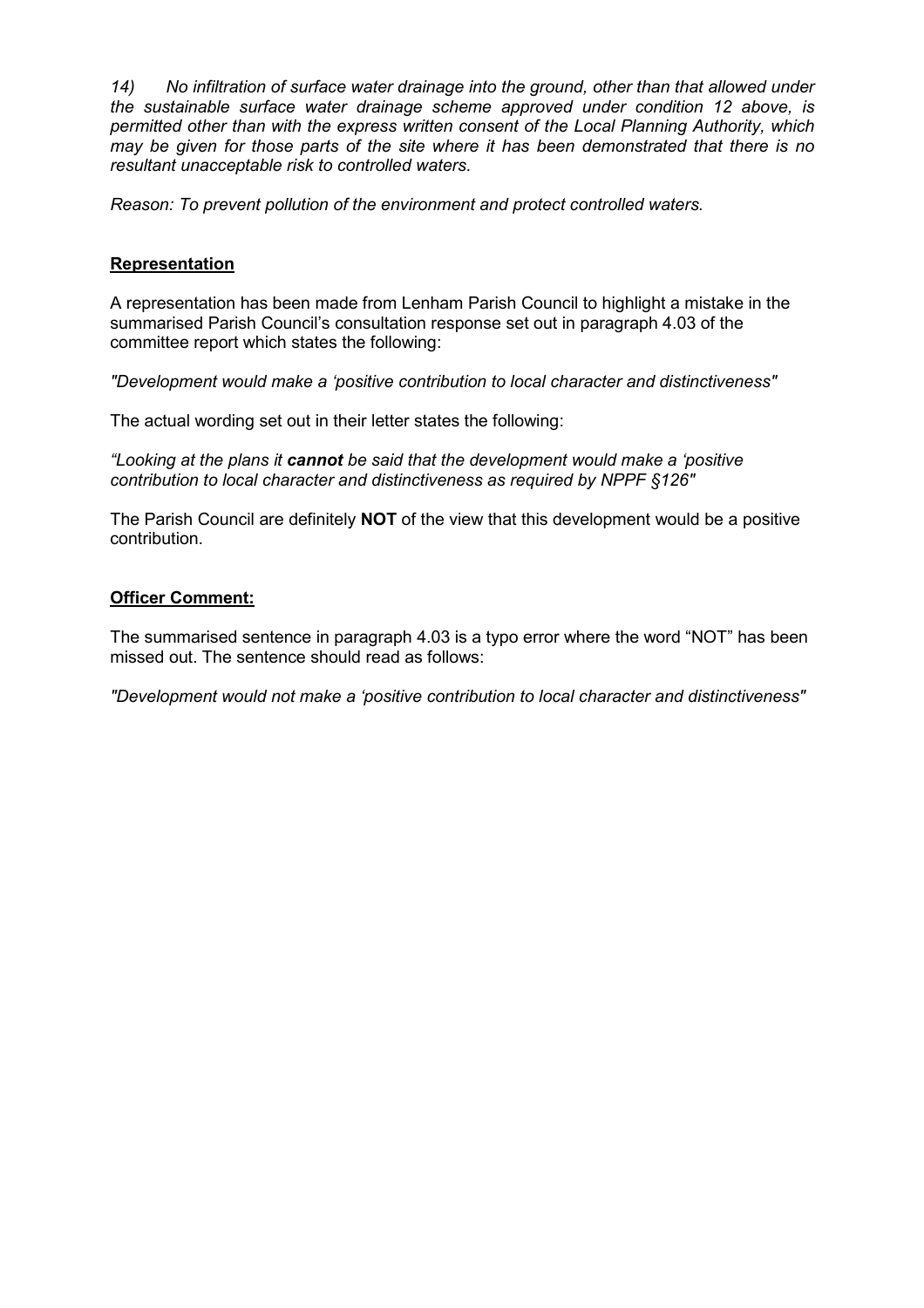*14) No infiltration of surface water drainage into the ground, other than that allowed under the sustainable surface water drainage scheme approved under condition 12 above, is permitted other than with the express written consent of the Local Planning Authority, which may be given for those parts of the site where it has been demonstrated that there is no resultant unacceptable risk to controlled waters.*

*Reason: To prevent pollution of the environment and protect controlled waters.*

**Representation**

A representation has been made from Lenham Parish Council to highlight a mistake in the summarised Parish Council's consultation response set out in paragraph 4.03 of the committee report which states the following:

*"Development would make a 'positive contribution to local character and distinctiveness"*

The actual wording set out in their letter states the following:

*"Looking at the plans it* ***cannot*** *be said that the development would make a 'positive contribution to local character and distinctiveness as required by NPPF §126"*

The Parish Council are definitely **NOT** of the view that this development would be a positive contribution.

**Officer Comment:**

The summarised sentence in paragraph 4.03 is a typo error where the word "NOT" has been missed out. The sentence should read as follows:

*"Development would not make a 'positive contribution to local character and distinctiveness"*